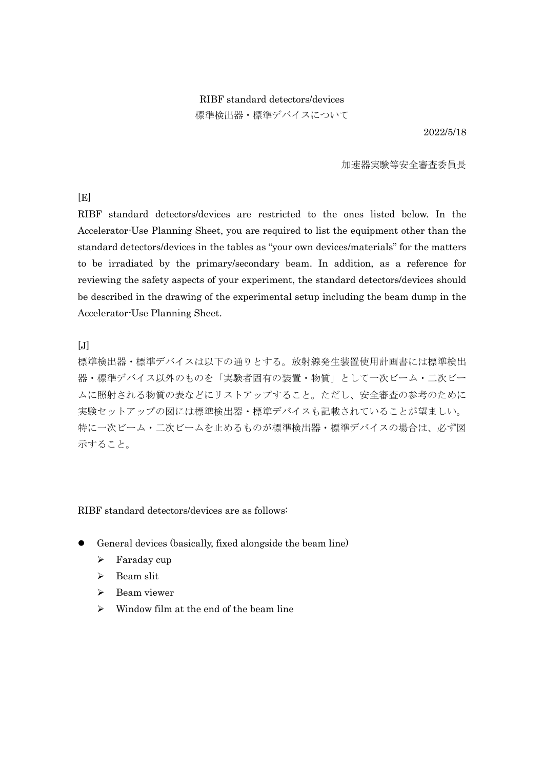# RIBF standard detectors/devices
# 標準検出器・標準デバイスについて

2022/5/18

加速器実験等安全審査委員長

[E]

RIBF standard detectors/devices are restricted to the ones listed below. In the Accelerator-Use Planning Sheet, you are required to list the equipment other than the standard detectors/devices in the tables as "your own devices/materials" for the matters to be irradiated by the primary/secondary beam. In addition, as a reference for reviewing the safety aspects of your experiment, the standard detectors/devices should be described in the drawing of the experimental setup including the beam dump in the Accelerator-Use Planning Sheet.

[J]

標準検出器・標準デバイスは以下の通りとする。放射線発生装置使用計画書には標準検出器・標準デバイス以外のものを「実験者固有の装置・物質」として一次ビーム・二次ビームに照射される物質の表などにリストアップすること。ただし、安全審査の参考のために実験セットアップの図には標準検出器・標準デバイスも記載されていることが望ましい。特に一次ビーム・二次ビームを止めるものが標準検出器・標準デバイスの場合は、必ず図示すること。

RIBF standard detectors/devices are as follows:

- General devices (basically, fixed alongside the beam line)
  - Faraday cup
  - Beam slit
  - Beam viewer
  - Window film at the end of the beam line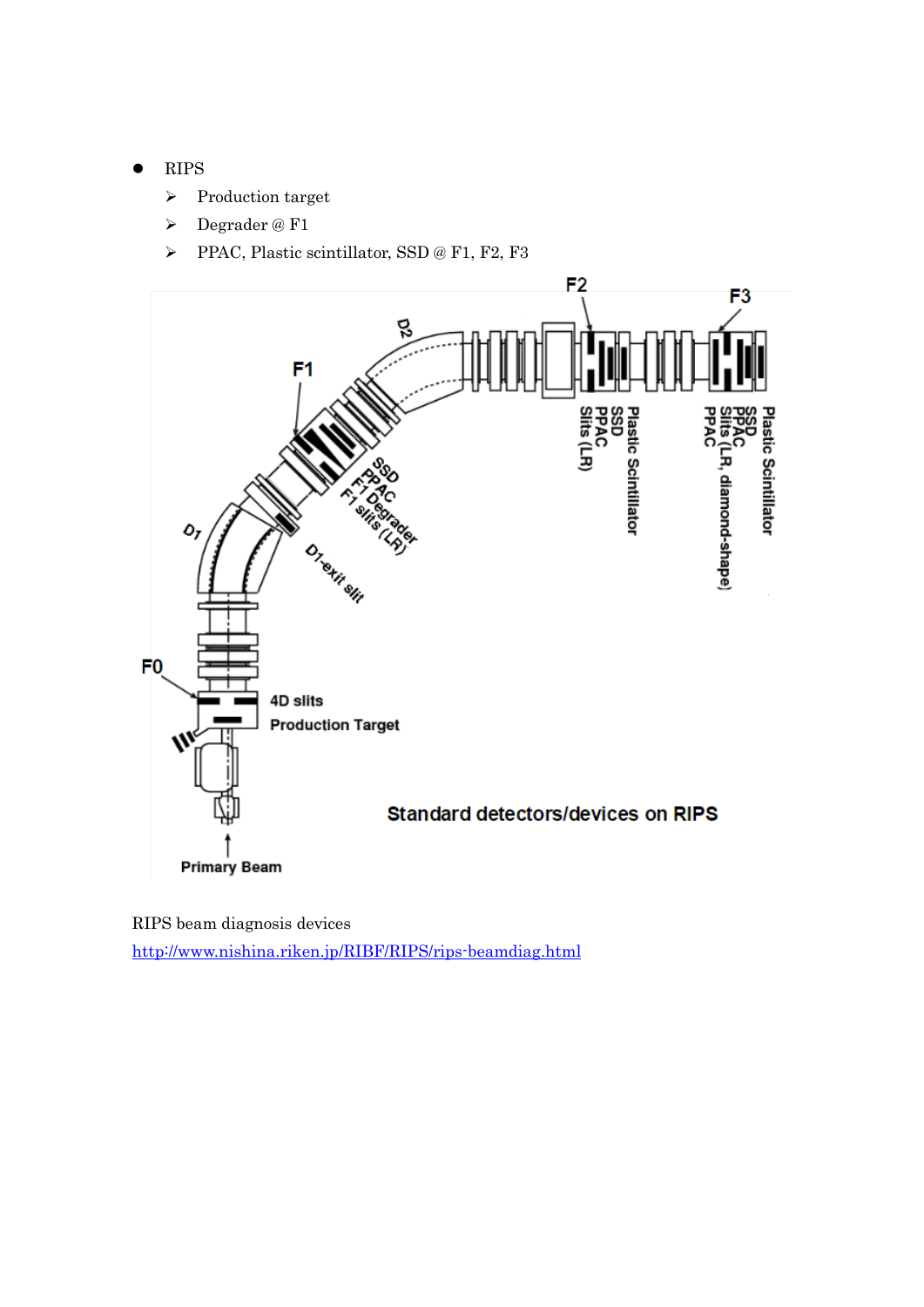- RIPS
  - Production target
  - Degrader @ F1
  - PPAC, Plastic scintillator, SSD @ F1, F2, F3

RIPS beam diagnosis devices

http://www.nishina.riken.jp/RIBF/RIPS/rips-beamdiag.html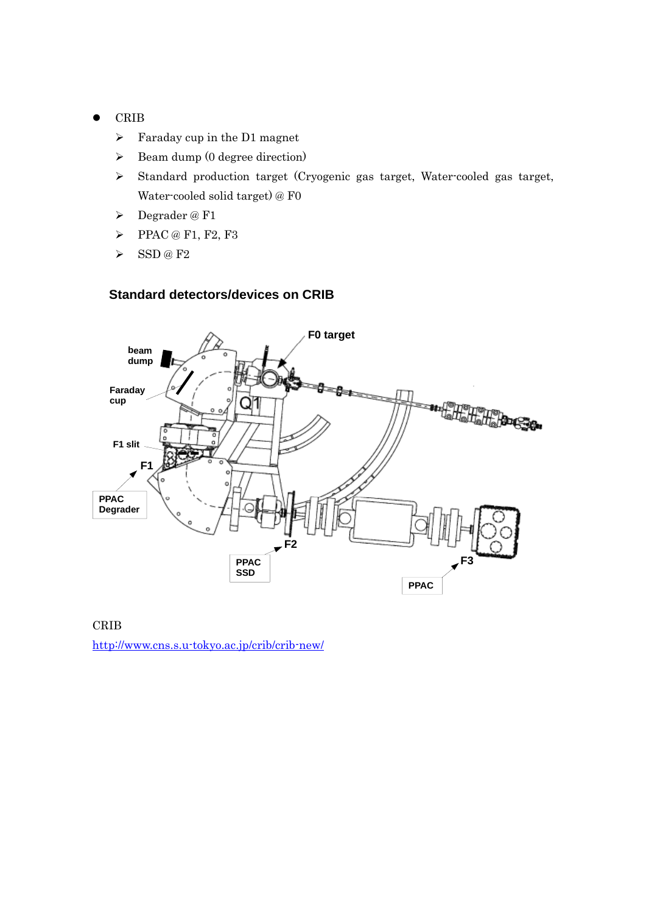- CRIB
  - Faraday cup in the D1 magnet
  - Beam dump (0 degree direction)
  - Standard production target (Cryogenic gas target, Water-cooled gas target, Water-cooled solid target) @ F0
  - Degrader @ F1
  - PPAC @ F1, F2, F3
  - SSD @ F2

### Standard detectors/devices on CRIB

CRIB

http://www.cns.s.u-tokyo.ac.jp/crib/crib-new/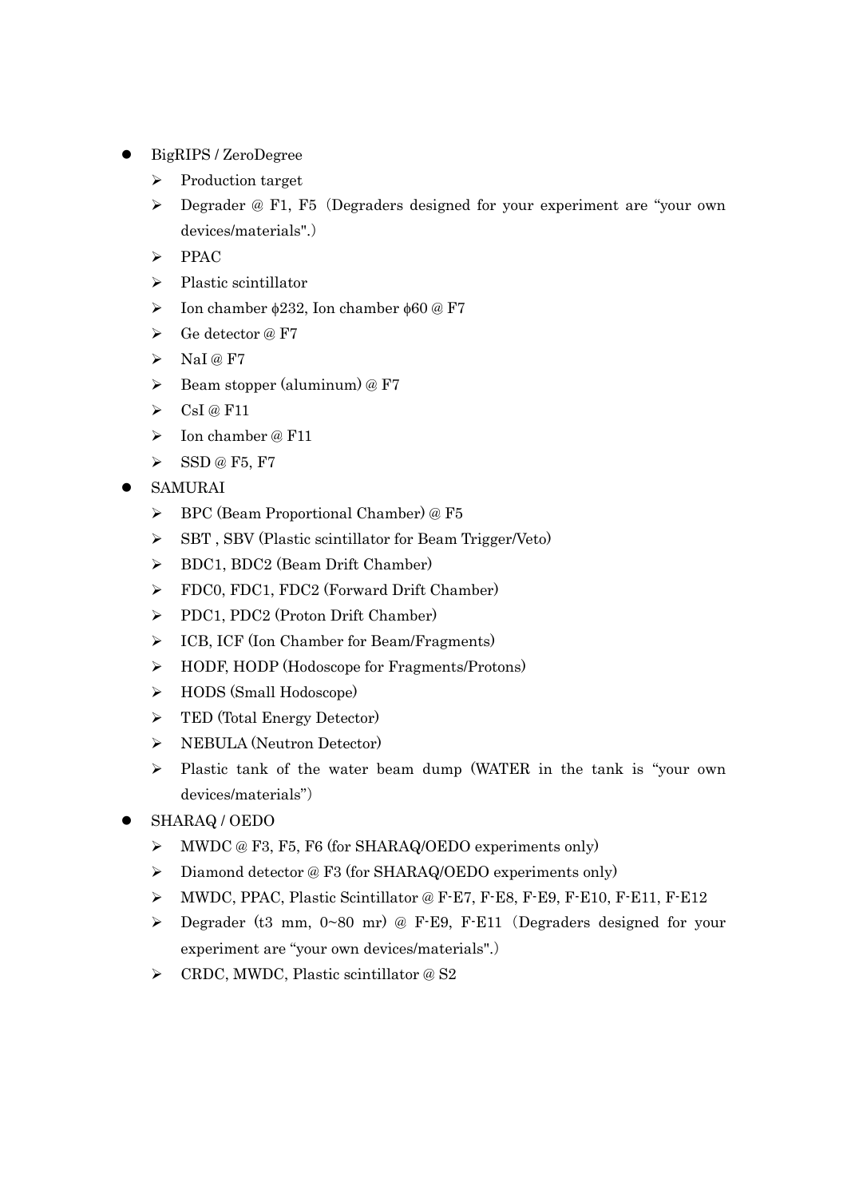- BigRIPS / ZeroDegree
  - Production target
  - Degrader @ F1, F5（Degraders designed for your experiment are "your own devices/materials".）
  - PPAC
  - Plastic scintillator
  - Ion chamber ϕ232, Ion chamber ϕ60 @ F7
  - Ge detector @ F7
  - NaI @ F7
  - Beam stopper (aluminum) @ F7
  - CsI @ F11
  - Ion chamber @ F11
  - SSD @ F5, F7
- SAMURAI
  - BPC (Beam Proportional Chamber) @ F5
  - SBT , SBV (Plastic scintillator for Beam Trigger/Veto)
  - BDC1, BDC2 (Beam Drift Chamber)
  - FDC0, FDC1, FDC2 (Forward Drift Chamber)
  - PDC1, PDC2 (Proton Drift Chamber)
  - ICB, ICF (Ion Chamber for Beam/Fragments)
  - HODF, HODP (Hodoscope for Fragments/Protons)
  - HODS (Small Hodoscope)
  - TED (Total Energy Detector)
  - NEBULA (Neutron Detector)
  - Plastic tank of the water beam dump (WATER in the tank is "your own devices/materials")
- SHARAQ / OEDO
  - MWDC @ F3, F5, F6 (for SHARAQ/OEDO experiments only)
  - Diamond detector @ F3 (for SHARAQ/OEDO experiments only)
  - MWDC, PPAC, Plastic Scintillator @ F-E7, F-E8, F-E9, F-E10, F-E11, F-E12
  - Degrader (t3 mm, 0~80 mr) @ F-E9, F-E11（Degraders designed for your experiment are "your own devices/materials".）
  - CRDC, MWDC, Plastic scintillator @ S2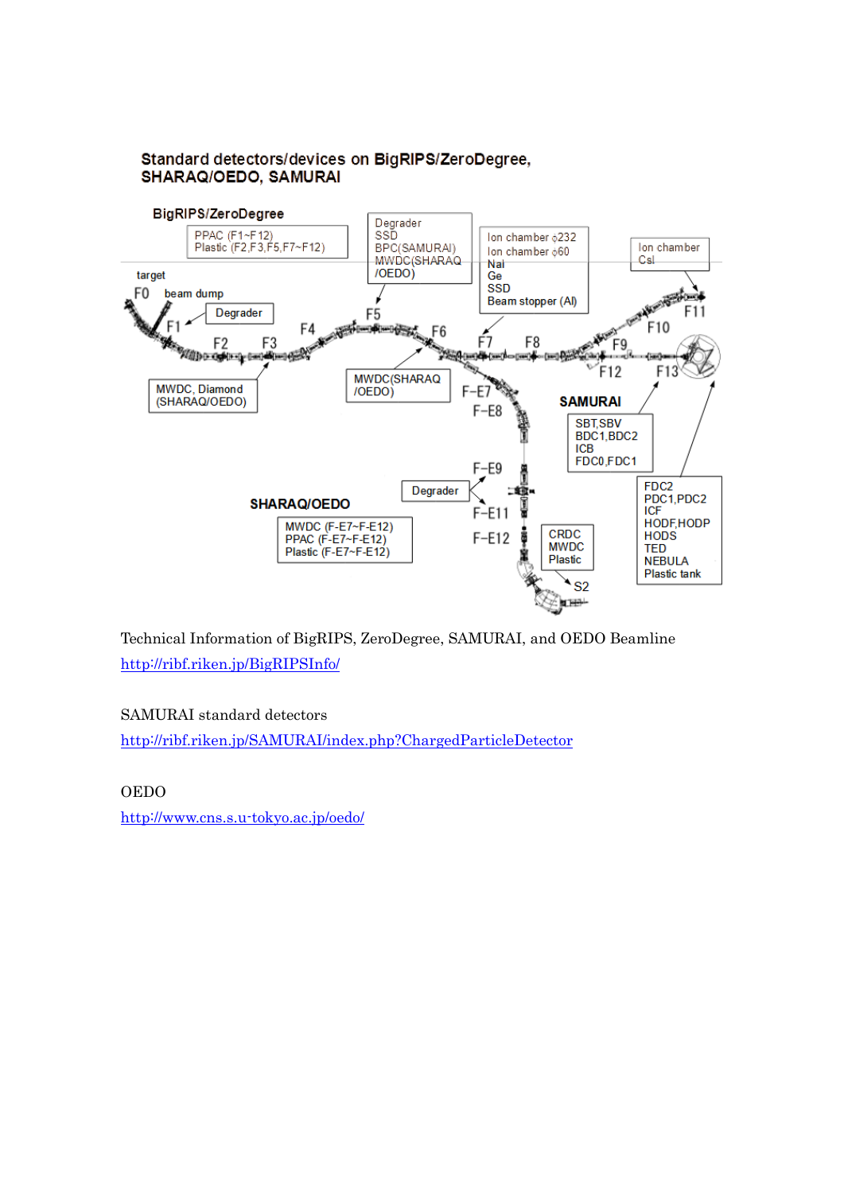## Standard detectors/devices on BigRIPS/ZeroDegree, SHARAQ/OEDO, SAMURAI

**BigRIPS/ZeroDegree**

PPAC (F1~F12)
Plastic (F2,F3,F5,F7~F12)

Degrader
SSD
BPC(SAMURAI)
MWDC(SHARAQ/OEDO)

Ion chamber φ232
Ion chamber φ60
NaI
Ge
SSD
Beam stopper (Al)

Ion chamber
CsI

target

F0 beam dump

F1 Degrader

F2 F3 F4 F5 F6 F7 F8 F9 F10 F11 F12 F13

MWDC, Diamond (SHARAQ/OEDO)

MWDC(SHARAQ/OEDO)

F-E7

F-E8

**SAMURAI**

SBT,SBV
BDC1,BDC2
ICB
FDC0,FDC1

FDC2
PDC1,PDC2
ICF
HODF,HODP
HODS
TED
NEBULA
Plastic tank

F-E9

Degrader

F-E11

F-E12

**SHARAQ/OEDO**

MWDC (F-E7~F-E12)
PPAC (F-E7~F-E12)
Plastic (F-E7~F-E12)

CRDC
MWDC
Plastic

S2

Technical Information of BigRIPS, ZeroDegree, SAMURAI, and OEDO Beamline
http://ribf.riken.jp/BigRIPSInfo/

SAMURAI standard detectors
http://ribf.riken.jp/SAMURAI/index.php?ChargedParticleDetector

OEDO
http://www.cns.s.u-tokyo.ac.jp/oedo/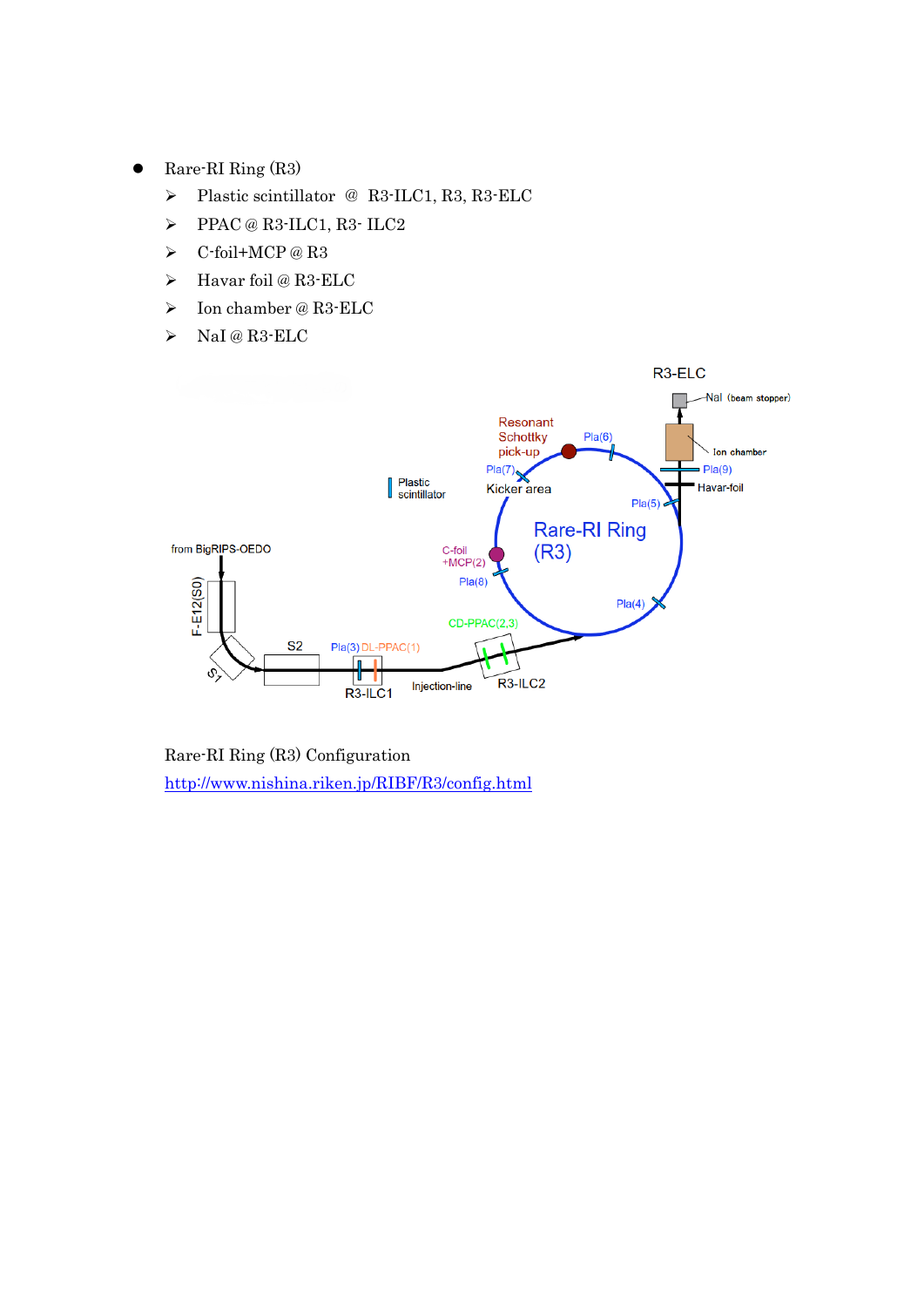- Rare-RI Ring (R3)
    - Plastic scintillator @ R3-ILC1, R3, R3-ELC
    - PPAC @ R3-ILC1, R3- ILC2
    - C-foil+MCP @ R3
    - Havar foil @ R3-ELC
    - Ion chamber @ R3-ELC
    - NaI @ R3-ELC

Rare-RI Ring (R3) Configuration

http://www.nishina.riken.jp/RIBF/R3/config.html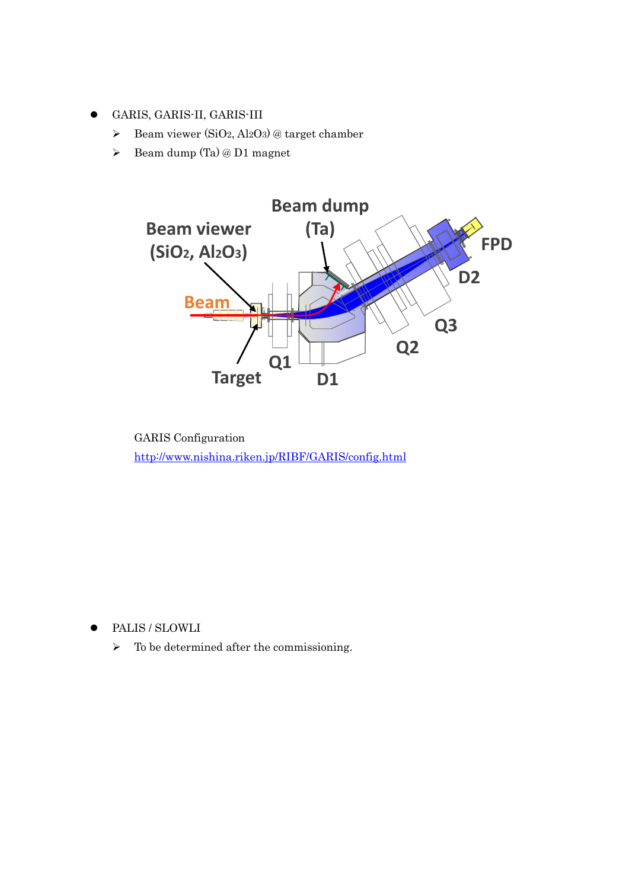- GARIS, GARIS-II, GARIS-III
  - Beam viewer ($SiO_2$, $Al_2O_3$) @ target chamber
  - Beam dump (Ta) @ D1 magnet

GARIS Configuration
http://www.nishina.riken.jp/RIBF/GARIS/config.html

- PALIS / SLOWLI
  - To be determined after the commissioning.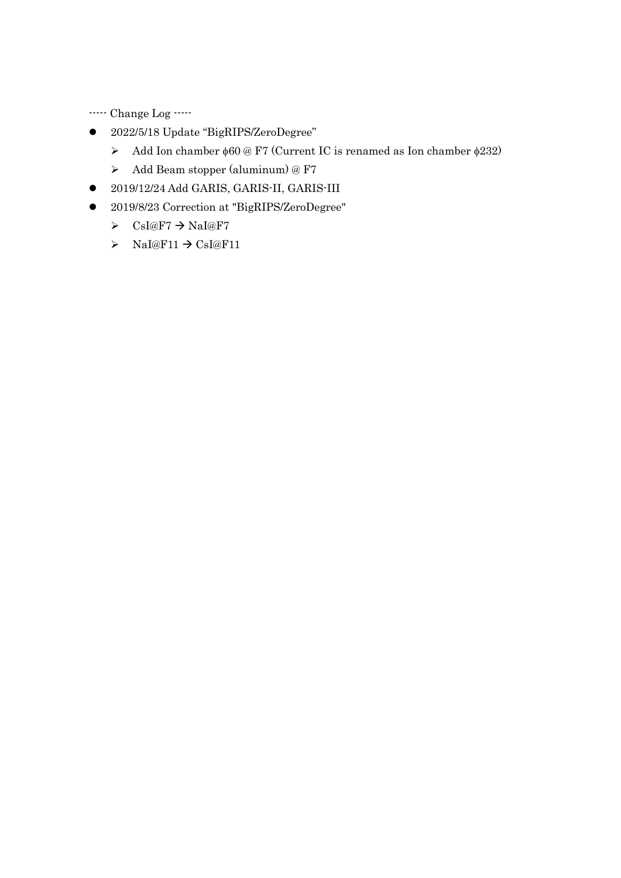----- Change Log -----

- 2022/5/18 Update "BigRIPS/ZeroDegree"
  - Add Ion chamber ϕ60 @ F7 (Current IC is renamed as Ion chamber ϕ232)
  - Add Beam stopper (aluminum) @ F7
- 2019/12/24 Add GARIS, GARIS-II, GARIS-III
- 2019/8/23 Correction at "BigRIPS/ZeroDegree"
  - CsI@F7 → NaI@F7
  - NaI@F11 → CsI@F11